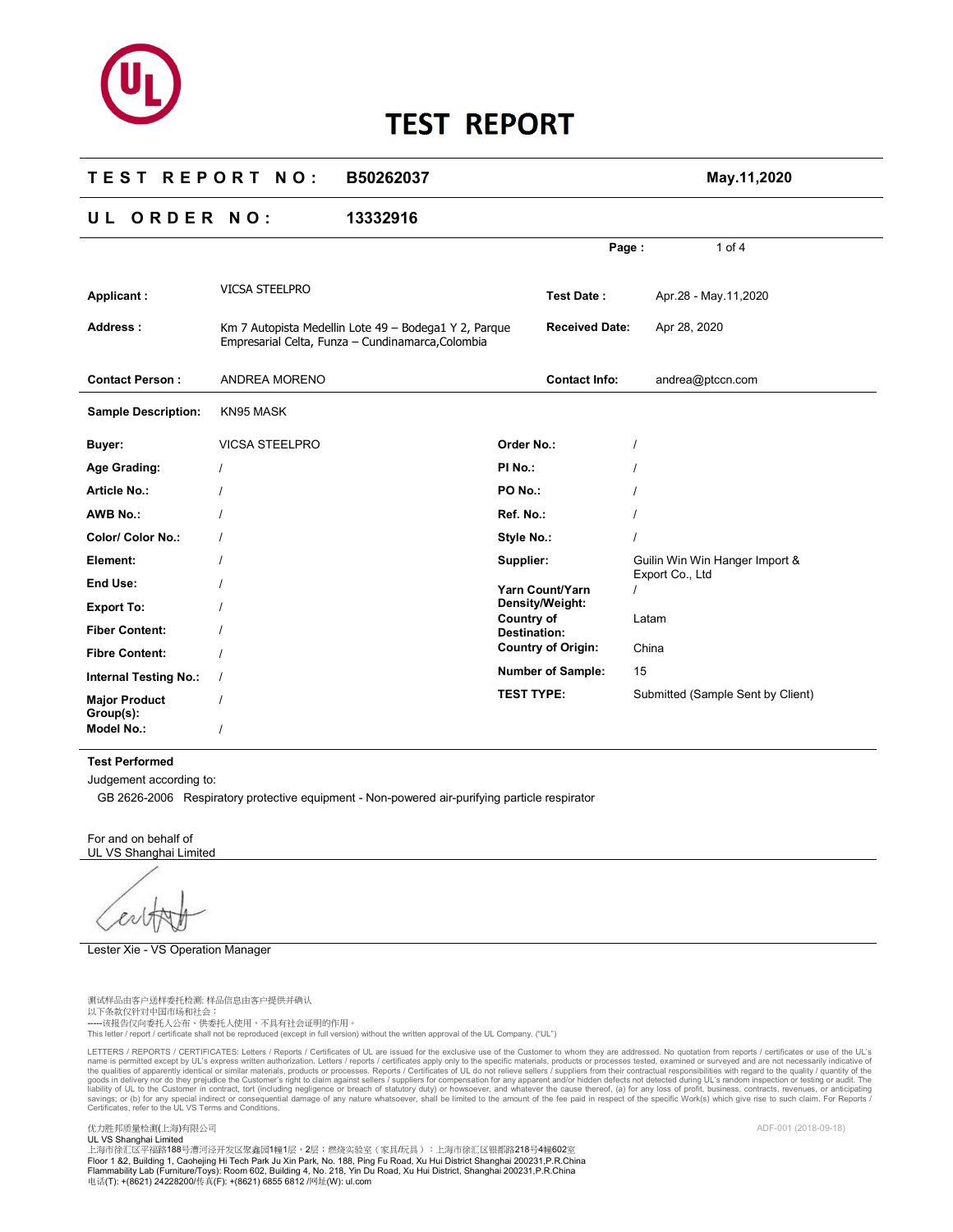# TEST REPORT

| TEST REPORT NO: | B50262037 | May.11,2020 |
|---|---|---|
| UL ORDER NO: | 13332916 | |

| | | | |
|---|---|---|---|
| **Applicant :** | VICSA STEELPRO | **Test Date :** | Apr.28 - May.11,2020 |
| **Address :** | Km 7 Autopista Medellin Lote 49 – Bodega1 Y 2, Parque Empresarial Celta, Funza – Cundinamarca,Colombia | **Received Date:** | Apr 28, 2020 |
| **Contact Person :** | ANDREA MORENO | **Contact Info:** | andrea@ptccn.com |

**Sample Description:** KN95 MASK

| | | | |
|---|---|---|---|
| **Buyer:** | VICSA STEELPRO | **Order No.:** | / |
| **Age Grading:** | / | **PI No.:** | / |
| **Article No.:** | / | **PO No.:** | / |
| **AWB No.:** | / | **Ref. No.:** | / |
| **Color/ Color No.:** | / | **Style No.:** | / |
| **Element:** | / | **Supplier:** | Guilin Win Win Hanger Import & Export Co., Ltd |
| **End Use:** | / | **Yarn Count/Yarn Density/Weight:** | / |
| **Export To:** | / | **Country of Destination:** | Latam |
| **Fiber Content:** | / | **Country of Origin:** | China |
| **Fibre Content:** | / | **Number of Sample:** | 15 |
| **Internal Testing No.:** | / | **TEST TYPE:** | Submitted (Sample Sent by Client) |
| **Major Product Group(s):** | / | | |
| **Model No.:** | / | | |

**Test Performed**

Judgement according to:

GB 2626-2006 Respiratory protective equipment - Non-powered air-purifying particle respirator

For and on behalf of
UL VS Shanghai Limited

Lester Xie - VS Operation Manager

测试样品由客户送样委托检测: 样品信息由客户提供并确认
以下条款仅针对中国市场和社会：
-----该报告仅向委托人公布、供委托人使用，不具有社会证明的作用。
This letter / report / certificate shall not be reproduced (except in full version) without the written approval of the UL Company. ("UL")

LETTERS / REPORTS / CERTIFICATES: Letters / Reports / Certificates of UL are issued for the exclusive use of the Customer to whom they are addressed. No quotation from reports / certificates or use of the UL's name is permitted except by UL's express written authorization. Letters / reports / certificates apply only to the specific materials, products or processes tested, examined or surveyed and are not necessarily indicative of the qualities of apparently identical or similar materials, products or processes. Reports / Certificates of UL do not relieve sellers / suppliers from their contractual responsibilities with regard to the quality / quantity of the goods in delivery nor do they prejudice the Customer's right to claim against sellers / suppliers for compensation for any apparent and/or hidden defects not detected during UL's random inspection or testing or audit. The liability of UL to the Customer in contract, tort (including negligence or breach of statutory duty) or howsoever, and whatever the cause thereof, (a) for any loss of profit, business, contracts, revenues, or anticipating savings; or (b) for any special indirect or consequential damage of any nature whatsoever, shall be limited to the amount of the fee paid in respect of the specific Work(s) which give rise to such claim. For Reports / Certificates, refer to the UL VS Terms and Conditions.

优力胜邦质量检测(上海)有限公司
UL VS Shanghai Limited
上海市徐汇区平福路188号漕河泾开发区聚鑫园1幢1层，2层；燃烧实验室（家具/玩具）：上海市徐汇区银都路218号4幢602室
Floor 1 &2, Building 1, Caohejing Hi Tech Park Ju Xin Park, No. 188, Ping Fu Road, Xu Hui District Shanghai 200231,P.R.China
Flammability Lab (Furniture/Toys): Room 602, Building 4, No. 218, Yin Du Road, Xu Hui District, Shanghai 200231,P.R.China
电话(T): +(8621) 24228200/传真(F): +(8621) 6855 6812 /网址(W): ul.com

ADF-001 (2018-09-18)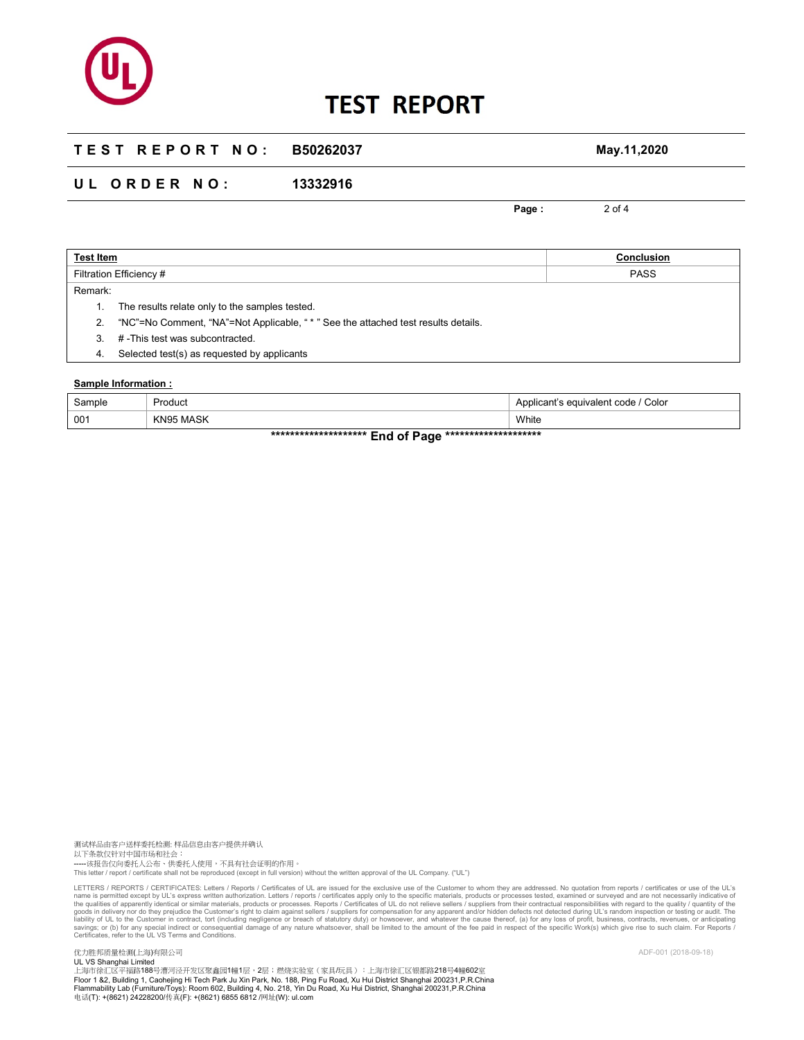# TEST REPORT

| TEST REPORT NO: | B50262037 | May.11,2020 |
|---|---|---|
| UL ORDER NO: | 13332916 | |

| Test Item | Conclusion |
|---|---|
| Filtration Efficiency # | PASS |

Remark:

1. The results relate only to the samples tested.
2. "NC"=No Comment, "NA"=Not Applicable, " * " See the attached test results details.
3. # -This test was subcontracted.
4. Selected test(s) as requested by applicants

**Sample Information :**

| Sample | Product | Applicant's equivalent code / Color |
|---|---|---|
| 001 | KN95 MASK | White |

******************** **End of Page** ********************

测试样品由客户送样委托检测: 样品信息由客户提供并确认
以下条款仅针对中国市场和社会：
-----该报告仅向委托人公布、供委托人使用，不具有社会证明的作用。
This letter / report / certificate shall not be reproduced (except in full version) without the written approval of the UL Company. ("UL")

LETTERS / REPORTS / CERTIFICATES: Letters / Reports / Certificates of UL are issued for the exclusive use of the Customer to whom they are addressed. No quotation from reports / certificates or use of the UL's name is permitted except by UL's express written authorization. Letters / reports / certificates apply only to the specific materials, products or processes tested, examined or surveyed and are not necessarily indicative of the qualities of apparently identical or similar materials, products or processes. Reports / Certificates of UL do not relieve sellers / suppliers from their contractual responsibilities with regard to the quality / quantity of the goods in delivery nor do they prejudice the Customer's right to claim against sellers / suppliers for compensation for any apparent and/or hidden defects not detected during UL's random inspection or testing or audit. The liability of UL to the Customer in contract, tort (including negligence or breach of statutory duty) or howsoever, and whatever the cause thereof, (a) for any loss of profit, business, contracts, revenues, or anticipating savings; or (b) for any special indirect or consequential damage of any nature whatsoever, shall be limited to the amount of the fee paid in respect of the specific Work(s) which give rise to such claim. For Reports / Certificates, refer to the UL VS Terms and Conditions.

优力胜邦质量检测(上海)有限公司
UL VS Shanghai Limited
上海市徐汇区平福路188号漕河泾开发区聚鑫园1幢1层，2层；燃烧实验室（家具/玩具）：上海市徐汇区银都路218号4幢602室
Floor 1 &2, Building 1, Caohejing Hi Tech Park Ju Xin Park, No. 188, Ping Fu Road, Xu Hui District Shanghai 200231,P.R.China
Flammability Lab (Furniture/Toys): Room 602, Building 4, No. 218, Yin Du Road, Xu Hui District, Shanghai 200231,P.R.China
电话(T): +(8621) 24228200/传真(F): +(8621) 6855 6812 /网址(W): ul.com

ADF-001 (2018-09-18)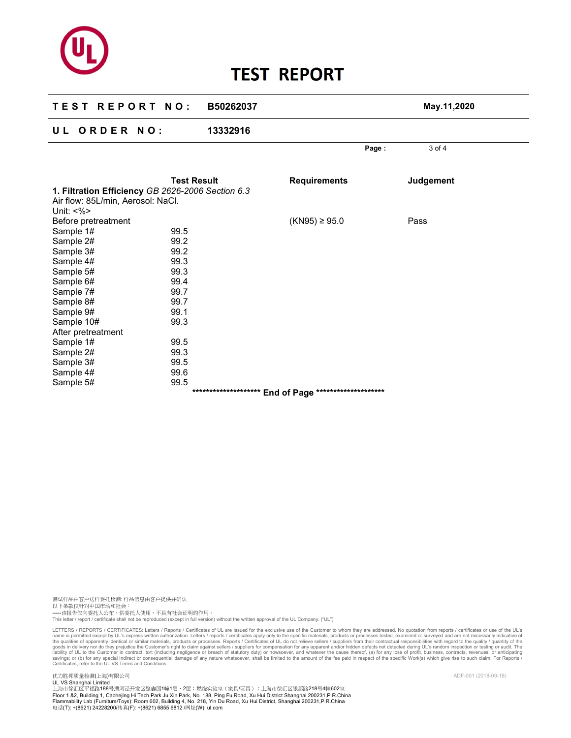# TEST REPORT

| TEST REPORT NO: | B50262037 | May.11,2020 |
|---|---|---|
| UL ORDER NO: | 13332916 | |

| | Test Result | Requirements | Judgement |
|---|---|---|---|
| **1. Filtration Efficiency** *GB 2626-2006 Section 6.3* | | | |
| Air flow: 85L/min, Aerosol: NaCl. | | | |
| Unit: <%> | | | |
| Before pretreatment | | (KN95) ≥ 95.0 | Pass |
| Sample 1# | 99.5 | | |
| Sample 2# | 99.2 | | |
| Sample 3# | 99.2 | | |
| Sample 4# | 99.3 | | |
| Sample 5# | 99.3 | | |
| Sample 6# | 99.4 | | |
| Sample 7# | 99.7 | | |
| Sample 8# | 99.7 | | |
| Sample 9# | 99.1 | | |
| Sample 10# | 99.3 | | |
| After pretreatment | | | |
| Sample 1# | 99.5 | | |
| Sample 2# | 99.3 | | |
| Sample 3# | 99.5 | | |
| Sample 4# | 99.6 | | |
| Sample 5# | 99.5 | | |

******************** **End of Page** ********************

测试样品由客户送样委托检测: 样品信息由客户提供并确认
以下条款仅针对中国市场和社会：
-----该报告仅向委托人公布、供委托人使用，不具有社会证明的作用。
This letter / report / certificate shall not be reproduced (except in full version) without the written approval of the UL Company. ("UL")

LETTERS / REPORTS / CERTIFICATES: Letters / Reports / Certificates of UL are issued for the exclusive use of the Customer to whom they are addressed. No quotation from reports / certificates or use of the UL's name is permitted except by UL's express written authorization. Letters / reports / certificates apply only to the specific materials, products or processes tested, examined or surveyed and are not necessarily indicative of the qualities of apparently identical or similar materials, products or processes. Reports / Certificates of UL do not relieve sellers / suppliers from their contractual responsibilities with regard to the quality / quantity of the goods in delivery nor do they prejudice the Customer's right to claim against sellers / suppliers for compensation for any apparent and/or hidden defects not detected during UL's random inspection or testing or audit. The liability of UL to the Customer in contract, tort (including negligence or breach of statutory duty) or howsoever, and whatever the cause thereof, (a) for any loss of profit, business, contracts, revenues, or anticipating savings; or (b) for any special indirect or consequential damage of any nature whatsoever, shall be limited to the amount of the fee paid in respect of the specific Work(s) which give rise to such claim. For Reports / Certificates, refer to the UL VS Terms and Conditions.

优力胜邦质量检测(上海)有限公司
UL VS Shanghai Limited
上海市徐汇区平福路188号漕河泾开发区聚鑫园1幢1层，2层；燃烧实验室（家具/玩具）：上海市徐汇区银都路218号4幢602室
Floor 1 &2, Building 1, Caohejing Hi Tech Park Ju Xin Park, No. 188, Ping Fu Road, Xu Hui District Shanghai 200231,P.R.China
Flammability Lab (Furniture/Toys): Room 602, Building 4, No. 218, Yin Du Road, Xu Hui District, Shanghai 200231,P.R.China
电话(T): +(8621) 24228200/传真(F): +(8621) 6855 6812 /网址(W): ul.com

ADF-001 (2018-09-18)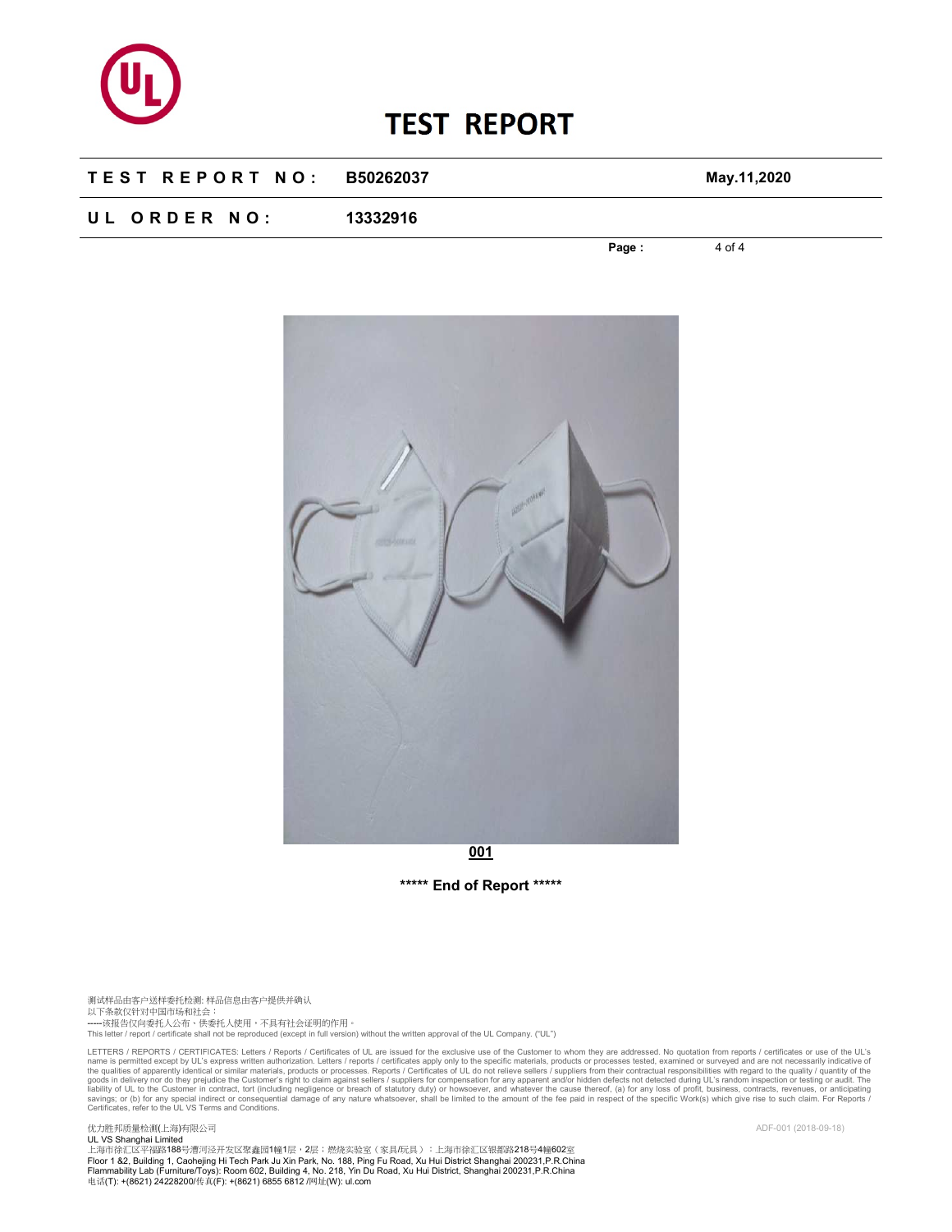# TEST REPORT

| TEST REPORT NO: | B50262037 | May.11,2020 |
| --- | --- | --- |
| UL ORDER NO: | 13332916 | |

001

***** End of Report *****

测试样品由客户送样委托检测: 样品信息由客户提供并确认
以下条款仅针对中国市场和社会：
-----该报告仅向委托人公布、供委托人使用，不具有社会证明的作用。
This letter / report / certificate shall not be reproduced (except in full version) without the written approval of the UL Company. ("UL")

LETTERS / REPORTS / CERTIFICATES: Letters / Reports / Certificates of UL are issued for the exclusive use of the Customer to whom they are addressed. No quotation from reports / certificates or use of the UL's name is permitted except by UL's express written authorization. Letters / reports / certificates apply only to the specific materials, products or processes tested, examined or surveyed and are not necessarily indicative of the qualities of apparently identical or similar materials, products or processes. Reports / Certificates of UL do not relieve sellers / suppliers from their contractual responsibilities with regard to the quality / quantity of the goods in delivery nor do they prejudice the Customer's right to claim against sellers / suppliers for compensation for any apparent and/or hidden defects not detected during UL's random inspection or testing or audit. The liability of UL to the Customer in contract, tort (including negligence or breach of statutory duty) or howsoever, and whatever the cause thereof, (a) for any loss of profit, business, contracts, revenues, or anticipating savings; or (b) for any special indirect or consequential damage of any nature whatsoever, shall be limited to the amount of the fee paid in respect of the specific Work(s) which give rise to such claim. For Reports / Certificates, refer to the UL VS Terms and Conditions.

优力胜邦质量检测(上海)有限公司
UL VS Shanghai Limited
上海市徐汇区平福路188号漕河泾开发区聚鑫园1幢1层，2层；燃烧实验室（家具/玩具）：上海市徐汇区银都路218号4幢602室
Floor 1 &2, Building 1, Caohejing Hi Tech Park Ju Xin Park, No. 188, Ping Fu Road, Xu Hui District Shanghai 200231,P.R.China
Flammability Lab (Furniture/Toys): Room 602, Building 4, No. 218, Yin Du Road, Xu Hui District, Shanghai 200231,P.R.China
电话(T): +(8621) 24228200/传真(F): +(8621) 6855 6812 /网址(W): ul.com

ADF-001 (2018-09-18)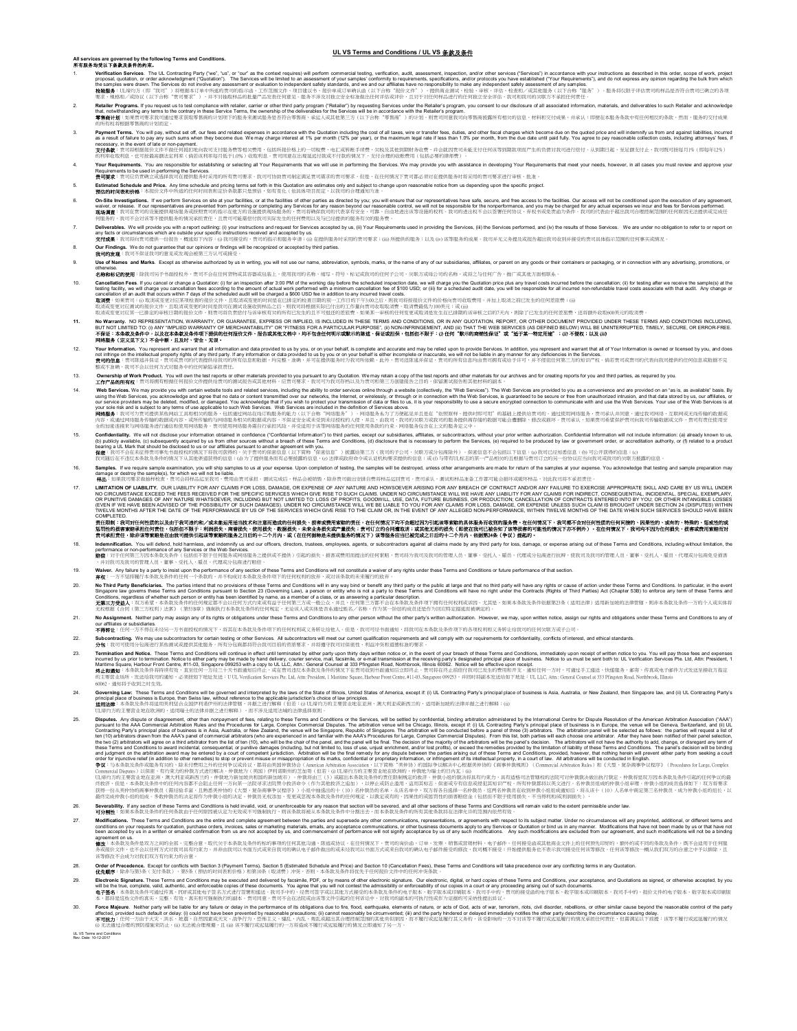# UL VS Terms and Conditions / UL VS 条款及条件

**All services are governed by the following Terms and Conditions.**
**所有服务均受以下条款及条件的约束。**

1. **Verification Services.** The UL Contracting Party ("we", "us", or "our" as the context requires) will perform commercial testing, verification, audit, assessment, inspection, and/or other services ("Services") in accordance with your instructions as described in this order, scope of work, project proposal, quotation, or order acknowledgement ("Quotation"). The Services will be limited to an assessment of your samples' conformity to requirements, specifications, and/or protocols you have established ("Your Requirements"), and do not express any opinion regarding the bulk from which the samples were drawn. The Services do not involve any assessment or evaluation to independent safety standards, and we and our affiliates have no responsibility to make any independent safety assessment of any samples.
**检验服务**：UL缔约方（即"我们"或"我方"）将根据本订单、工作范围文件、项目建议书、报价单或订单确认函（以下合称"报价文件"）中所述的贵司的指示进行商业测试、验证、审核、评估、检查和/或其他服务（以下合称"服务"）。服务将仅限于评估贵司的样品是否符合贵司已确立的各项要求、规格和/或协议（以下合称"贵司要求"），并不对抽取样品的批量产品发表任何意见。服务不涉及按独立安全标准进行任何评估或评价，且我们及我们的关联方不负有对任何样品进行独立安全评估的责任。

2. **Retailer Programs.** If you request us to test compliance with retailer, carrier or other third party program ("Retailer") by requesting Services under the Retailer's program, you consent to our disclosure of all associated information, materials, and deliverables to such Retailer and acknowledge that, notwithstanding any terms to the contrary in these Service Terms, the ownership of the deliverables for the Services will be in accordance with the Retailer's program.
**零售商计划**：如果贵司要求我们通过要求获取零售商的计划项下的服务来测试是否符合零售商、承运人或其他第三方（以下合称"零售商"）的计划，则贵司同意我们向零售商披露所有相关的信息、材料和交付成果，并承认，即便在本服务条款中有任何相反的规定，服务的交付成果的所有权将根据零售商的计划而定。

3. **Payment Terms.** You will pay, without set off, our fees and related expenses in accordance with the Quotation including the cost of all taxes, wire or transfer fees, duties, and other fiscal charges which become due on the quoted price and will indemnify us from and against liabilities, incurred as a result of failure to pay any such sums when they become due. We may charge interest at 1% per month (12% per year), or the maximum legal rate if less than 1.0% per month, from the due date until paid fully. You agree to pay reasonable collection costs, including attorneys' fees, if necessary, in the event of late or non-payment.
**支付条款**：贵司将根据报价文件不做任何抵扣地向我司支付服务费等相关费用，包括所报价格上的一切税费、电汇或转账手续费、关税及其他到期财务收费，并会就因贵司未能支付任何该等到期款项而产生的负债对我司进行赔付。从到期日起，至足额支付止，我司既可按每月1%（即每年12%）的利率收取利息，也可按最高法定利率（如法定利率每月低于1.0%）收取利息。贵司同意在出现延迟付款或不付款的情况下，支付合理的收账费用（包括必要时的律师费）。

4. **Your Requirements.** You are responsible for establishing or selecting all Your Requirements that we will use in performing the Services. We may provide you with assistance in developing Your Requirements that meet your needs, however, in all cases you must review and approve your Requirements to be used in performing the Services.
**贵司要求**：贵司负责确立或选择我司在提供服务时采用的所有贵司要求。我司可协助贵司制定满足贵司需求的贵司要求，但是，在任何情况下贵司都必须对提供服务时将采用的贵司要求进行审核、批准。

5. **Estimated Schedule and Price.** Any time schedule and pricing terms set forth in this Quotation are estimates only and subject to change upon reasonable notice from us depending upon the specific project.
**预估的时间表和价格**：本报价文件中所载的任何时间表和定价条款都只是预估，如有变化（依具体项目而定）以我司的合理通知为准。

6. **On-Site Investigations.** If we perform Services on site at your facilities, or at the facilities of other parties as directed by you; you will ensure that our representatives have safe, secure, and free access to the facilities. Our access will not be conditioned upon the execution of any agreement, waiver, or release. If our representatives are prevented from performing or completing any Services for any reason beyond our reasonable control, we will not be responsible for the nonperformance, and you may be charged for any actual expenses we incur and fees for services performed.
**现场调查**：我司在贵司的设施提供现场服务或按照贵司的指示在其他方的设施提供现场服务的，贵司将确保我司的代表享有安全、可靠、自由地进出该等设施的权利。我司的进出权不会以签署任何协议、弃权书或免责声明为条件。我司的代表因不由我司合理控制的任何原因而无法提供或完成任何服务的，我司不会对该等不提供服务的情况承担责任，且贵司可能需要向我司支付我司实际发生的任何费用以及与已完成服务有关的费用。

7. **Deliverables.** We will provide you with a report outlining: (i) your instructions and requests for Services accepted by us, (ii) Your Requirements used in providing the Services, (iii) the Services performed, and (iv) the results of those Services. We are under no obligation to refer to or report on any facts or circumstances which are outside your specific instructions received and accepted by us.
**交付成果**：我司将向贵司提供一份报告，概述如下内容：(i) 我司接受的、贵司的指示和服务请求；(ii) 在提供服务时采用的贵司要求；(iii) 所提供的服务；以及 (iv) 该等服务的结果。我司并无义务提及或报告超出我司收到并接受的贵司具体指示范围的任何事实或情况。

8. **Our Findings.** We do not guarantee that our opinions or findings will be recognized or accepted by third parties.
**我司的发现**：我司不保证我司的意见或发现会被第三方认可或接受。

9. **Use of Names and Marks.** Except as otherwise authorized by us in writing, you will not use our name, abbreviation, symbols, marks, or the name of any of our subsidiaries, affiliates, or parent on any goods or their containers or packaging, or in connection with any advertising, promotions, or otherwise.
**名称和标记的使用**：除我司另行书面授权外，贵司不会在任何货物或其容器或包装上，或结合任何广告、推广或其他方面，使用我司的名称、缩写、符号、标记或我司的任何子公司、关联方或母公司的名称。

10. **Cancellation Fees.** If you cancel or change a Quotation: (i) for an inspection after 3:00 PM of the working day before the scheduled inspection date, we will charge you the Quotation price plus any travel costs incurred before the cancellation; (ii) for testing after we receive the sample(s) at the testing facility, we will charge you cancellation fees according to the amount of actual work performed with a minimum cancellation fee of $100 USD; or (iii) for a scheduled audit, you will be responsible for all incurred non-refundable travel costs associated with that audit. Any change or cancellation of an audit that occurs within 7 days of the scheduled audit will be charged a $600 USD fee in addition to any incurred travel costs.
**取消费**：如果贵司：(i) 取消或变更计划在预定检查日前一个工作日的下午3:00之后进行的检查，我司将按报价文件的价格向贵司收取费用，并加上取消之前已发生的任何差旅费；(ii) 取消或变更在我司的测试设施收到样品之后进行的测试，我司将根据实际完成的工作量向贵司收取取消费，取消费最低为100美元；或 (iii) 取消或变更计划进行的审核，贵司将负责承担与该审核有关的已发生且不可退还的所有差旅费。如果在计划的审核日期前7天内对审核进行任何变更或取消，除了已发生的任何差旅费，还将额外收取600美元的费用。

11. **No Warranty.** NO REPRESENTATION, WARRANTY, OR GUARANTEE, EXPRESS OR IMPLIED, IS INCLUDED IN THESE TERMS AND CONDITIONS, OR IN ANY QUOTATION, REPORT, OR OTHER DOCUMENT PROVIDED UNDER THESE TERMS AND CONDITIONS INCLUDING, BUT NOT LIMITED TO: (i) ANY "IMPLIED WARRANTY OF MERCHANTABILITY" OR "FITNESS FOR A PARTICULAR PURPOSE", (ii) NON-INFRINGEMENT, AND (iii) THAT THE WEB SERVICES (AS DEFINED BELOW) WILL BE UNINTERRUPTED, TIMELY, SECURE, OR ERROR-FREE.
**不保证：本条款及条件中，以及在本条款及条件项下提供的任何报价单、报告或其他文档中，均不包含任何明示或默示的陈述、保证或担保，包括但不限于：(i) 任何"默示的适销性担保"或"适于某一特定用途"；(ii) 不侵权；以及 (iii) 网络服务（定义见下文）不会中断、且及时、安全、无误。**

12. **Your Information.** You represent and warrant that all information and data provided to us by you, or on your behalf, is complete and accurate and you agree that we may rely on it. In addition, you represent and warrant that all of Your Information is owned or licensed by you, and does not infringe on the intellectual property rights of any third party. If any information or data provided to us by you or on your behalf is incomplete or inaccurate, we will not be liable in any manner for any deficiencies in the Services.
**贵司的信息**：贵司陈述并保证，贵司或贵司的代表提供给我司的所有信息和数据，均完整、准确，且贵司同意我司可以依赖该等信息和数据。此外，贵司还陈述并保证，贵司的所有信息均由贵司拥有或经许可，并不侵犯任何第三方的知识产权。倘若贵司或贵司的代表向我司提供的任何信息或数据不完整或不准确，我司不会以任何方式对服务中的任何缺陷承担责任。

13. **Ownership of Work Product.** You will own the test reports or other materials provided to you pursuant to our Quotation. We may retain a copy of the test reports and other materials for our archives and for creating reports for you and third parties, as required by you.
**工作产品的所有权**：贵司将拥有根据报价文件提供给贵司的测试报告或其他材料。应贵司要求，我司可为我司存档以及为贵司和第三方创建报告之目的，保留测试报告和其他材料的副本。

14. **Web Services.** We may provide you with certain website tools and related services, including the ability to order services online through a website (collectively, the "Web Services"). The Web Services are provided to you as a convenience and are provided on an "as is, as available" basis. By using the Web Services, you acknowledge and agree that no data or content transmitted over our networks, the Internet, or wirelessly, or through or in connection with the Web Services, is guaranteed to be secure or free from unauthorized intrusion, and that data stored by us, our affiliates, or our service providers may be deleted, modified, or damaged. You acknowledge that if you wish to protect your transmission of data or files to us, it is your responsibility to use a secure encrypted connection to communicate with and use the Web Services. Your use of the Web Services is at your sole risk and is subject to any terms of use applicable to such Web Services. Web Services are included in the definition of Services above.
**网络服务**：我司可为贵司提供某些网站工具和相关服务，包括通过网站在线订购服务的能力（以下合称"网络服务"）。网络服务系为方便贵司之目的并在"按照原样、提供时即可用"的基础上提供给贵司的。通过使用网络服务，贵司承认并同意，通过我司的网络、互联网或无线传输的数据或内容，或通过网络服务传输的或与网络服务相关的数据或内容，不保证是安全或不受未经授权的入侵，并且，由我司、我司的关联方或我司的服务提供商存储的数据可能会被删除、修改或损坏。贵司承认，如果贵司希望保护贵司向我司传输的数据或文件，贵司有责任使用安全的加密连接与网络服务进行通信和使用网络服务。贵司使用网络服务须自行承担风险，并受适用于该等网络服务的任何使用条款的约束。网络服务包含在上文的服务定义中。

15. **Confidentiality.** We will not disclose your information obtained in confidence ("Confidential Information") to third parties, except our subsidiaries, affiliates, or subcontractors, without your prior written authorization. Confidential Information will not include information: (a) already known to us, (b) publicly available, (c) subsequently acquired by us from other sources without a breach of these Terms and Conditions, (d) disclosure that is necessary to perform the Services, (e) required to be produced by law or government order, or accreditation authority, or (f) related to a product bearing a UL Mark that should be disclosed to us or our affiliates pursuant to another agreement with you.
**保密**：我司不会在未征得贵司事先书面授权的情况下将以保密方式获得的、关于贵司的信息（以下简称"保密信息"）披露给第三方（我司的子公司、关联方或分包商除外）。保密信息将不会包括以下信息：(a) 我司已知悉的信息；(b) 可公开获得的信息；(c) 我司随后在不违反本条款及条件的情况下从其他来源获得的信息；(d) 为了提供服务而必须披露的信息；(e) 法律或政府命令或认证机构要求提供的信息；或 (f) 与带有UL标志的某一产品相关的、根据与贵司的另一份协议应当向我司或我司关联方披露的信息。

16. **Samples.** If we require sample examination, you will ship samples to us at your expense. Upon completion of testing, the samples will be destroyed, unless other arrangements are made for return of the samples at your expense. You acknowledge that testing and sample preparation may damage or destroy the sample(s), for which we will not be liable.
**样品**：如果我司要求做样品检查，贵司会自费将样品运送至我司。测试完成后，样品会被销毁，除非贵司已另行作出安排由贵司自费退还样品。贵司承认，测试和样品准备工作可能会损坏或销毁样品，对此我司将不承担责任。

17. **LIMITATION OF LIABILITY.** OUR LIABILITY FOR ANY CLAIMS FOR LOSS, DAMAGE, OR EXPENSE OF ANY NATURE AND HOWSOEVER ARISING FOR ANY BREACH OF CONTRACT AND/OR ANY FAILURE TO EXERCISE APPROPRIATE SKILL AND CARE BY US WILL UNDER NO CIRCUMSTANCE EXCEED THE FEES RECEIVED FOR THE SPECIFIC SERVICES WHICH GIVE RISE TO SUCH CLAIMS. UNDER NO CIRCUMSTANCE WILL WE HAVE ANY LIABILITY FOR ANY CLAIMS FOR INDIRECT, CONSEQUENTIAL, INCIDENTAL, SPECIAL, EXEMPLARY, OR PUNITIVE DAMAGES OF ANY NATURE WHATSOEVER, INCLUDING BUT NOT LIMITED TO: LOSS OF PROFITS, GOODWILL, USE, DATA, FUTURE BUSINESS, OR PRODUCTION, CANCELLATION OF CONTRACTS ENTERED INTO BY YOU, OR OTHER INTANGIBLE LOSSES (EVEN IF WE HAVE BEEN ADVISED OF THE POSSIBILITY OF SUCH DAMAGES). UNDER NO CIRCUMSTANCE WILL WE BE LIABLE TO YOU FOR ANY CLAIMS FOR LOSS, DAMAGE, OR EXPENSE UNLESS SUCH CLAIM IS BROUGHT UNDER SECTION 25 (DISPUTES) WITHIN TWELVE MONTHS AFTER THE DATE OF THE PERFORMANCE BY US OF THE SERVICES WHICH GIVE RISE TO THE CLAIM OR, IN THE EVENT OF ANY ALLEGED NON-PERFORMANCE, WITHIN TWELVE MONTHS OF THE DATE WHEN SUCH SERVICES SHOULD HAVE BEEN COMPLETED.
**责任限制：我司对任何性质的以及由于我司违约和/或未能运用适当技术和注意而造成的任何损失、损害或费用索赔的责任，在任何情况下均不会超过因为引起该等索赔的具体服务而收取的服务费。在任何情况下，我司都不会对任何性质的任何间接的、因果性的、或有的、特殊的、惩戒性的或惩罚性的损害索赔承担任何责任，包括但不限于：利润损失、商誉损失、使用损失、数据损失、未来业务损失或生产损失、贵司订立的合同遭取消、或其他无形的损失（即使我司已被告知了该等损害的可能性的情况下亦不例外）。在任何情况下，我司均不因为任何损失、损害或费用索赔而对贵司承担责任，除非该等索赔是在由我司提供引起该等索赔的服务之日后的十二个月内，或（在任何据称未提供服务的情况下）该等服务应当已被完成之日后的十二个月内，依据第25条（争议）提起的。**

18. **Indemnification.** You will defend, hold harmless, and indemnify us and our officers, directors, trustees, employees, agents, or subcontractors against all claims made by any third party for loss, damage, or expense arising out of these Terms and Conditions, including, without limitation, the performance or non-performance of any Services or the Web Services.
**赔偿**：对于任何第三方因本条款及条件（包括但不限于任何服务或网络服务的提供或不提供）引起的损失、损害或费用而提出的任何索赔，贵司将为我司及我司的管理人员、董事、受托人、雇员、代理或分包商进行抗辩，使我司及我司的管理人员、董事、受托人、雇员、代理或分包商免受损害，并对我司及我司的管理人员、董事、受托人、雇员、代理或分包商进行赔偿。

19. **Waiver.** Any failure by a party to insist upon the performance of a section of these Terms and Conditions will not constitute a waiver of any rights under these Terms and Conditions or future performance of that section.
**弃权**：一方不坚持履行本条款及条件的任何一个条款的，并不构成对本条款及条件项下的任何权利的放弃，或对该条款的未来履行的放弃。

20. **No Third Party Beneficiaries.** The parties intend that no provisions of these Terms and Conditions will in any way bind or benefit any third party or the public at large and that no third party will have any rights or cause of action under these Terms and Conditions. In particular, in the event Singapore law governs these Terms and Conditions pursuant to Section 24 (Governing Law), a person or entity who is not a party to these Terms and Conditions will have no right under the Contracts (Rights of Third Parties) Act (Chapter 53B) to enforce any term of these Terms and Conditions, regardless of whether such person or entity has been identified by name, as a member of a class, or as answering a particular description.
**无第三方受益人**：双方希望，本条款及条件的任何规定均不会以任何方式约束或有益于任何第三方或一般公众，并且，任何第三方都不会在本条款及条件项下拥有任何权利或诉因。尤其是，如果本条款及条件依据第24条（适用法律）适用新加坡的法律管辖，则非本条款及条件一方的个人或实体无权根据《合同（第三方权利）法案》（第53B章）强制执行本条款及条件的任何规定，无论该人或实体是否系通过姓名/名称、作为某一阶层的成员还是作为回应特定描述而被确认的。

21. **No Assignment.** Neither party may assign any of its rights or obligations under these Terms and Conditions to any other party without the other party's written authorization. However, we may, upon written notice, assign our rights and obligations under these Terms and Conditions to any of our affiliates or subsidiaries.
**不得转让**：任何一方不得在未经另一方书面授权的情况下，将其在本条款及条件项下的任何权利或义务转让给他人。但是，我司可经书面通知，将我司在本条款及条件项下的各项权利和义务转让给我司的任何关联方或子公司。

22. **Subcontracting.** We may use subcontractors for certain testing or other Services. All subcontractors will meet our current qualification requirements and will comply with our requirements for confidentiality, conflicts of interest, and ethical standards.
**分包**：我司可使用分包商进行某些测试或其他服务。所有分包商都将满足我司目前的资质要求，并将遵守我司对保密性、利益冲突和道德标准的要求。

23. **Termination and Notice.** These Terms and Conditions will continue in effect until terminated by either party upon thirty days written notice or, in the event of your breach of these Terms and Conditions, immediately upon receipt of written notice to you. You will pay those fees and expenses incurred by us prior to termination. Notice to either party may be made by hand delivery, courier service, mail, facsimile, or e-mail transmission at the receiving party's designated principal place of business. Notice to us must be sent both to: UL Verification Services Pte. Ltd, Attn: President, 1 Maritime Square, Harbour Front Centre, #11-03, Singapore 099253 with a copy to UL LLC, Attn.: General Counsel at 333 Pfingsten Road, Northbrook, Illinois 60062. Notice will be effective upon receipt.
**终止和通知**：本条款及条件将持续有效，直至任何一方经提前三十天书面通知予以终止，或在贵司违反本条款及条件的情况下，在贵司收到书面通知后即终止。贵司须支付终止前我司已发生的费用和开支。通知任何一方时，可通过手工递送、快递服务、邮寄、传真或电子邮件方式发送至接收方指定的主要营业场所。发送给我司的通知，必须同时发送至如下地址：UL Verification Services Pte. Ltd, Attn: President, 1 Maritime Square, Harbour Front Centre, #11-03, Singapore 099253，并同时抄送至：UL LLC, Attn.: General Counsel at 333 Pfingsten Road, Northbrook, Illinois 60062。通知将于收到之时生效。

24. **Governing Law.** These Terms and Conditions will be governed by and interpreted by the laws of the State of Illinois, United States of America, except if: (i) UL Contracting Party's principal place of business is in Asia, Australia, or New Zealand, then Singapore law, and (ii) UL Contracting Party's principal place of business is in Europe, then Swiss law, without reference to the applicable jurisdiction's choice of law principles.
**适用法律**：本条款及条件将适用美国伊利诺伊州的法律管辖，并据之进行解释（但若：(i) UL缔约方的主要营业地在亚洲、澳大利亚或新西兰的，适用新加坡的法律并据之进行解释；(ii) UL缔约方的主要营业地在欧洲的，适用瑞士的法律并据之进行解释），而不涉及适用法域的法律选择原则。

25. **Disputes.** Any dispute or disagreement, other than nonpayment of fees, relating to these Terms and Conditions or the Services, will be settled by confidential, binding arbitration administered by the International Centre for Dispute Resolution of the American Arbitration Association ("AAA") pursuant to the AAA Commercial Arbitration Rules and the Procedures for Large, Complex Commercial Disputes. The arbitration venue will be Chicago, Illinois, except if: (i) UL Contracting Party's principal place of business is in Europe, the venue will be Geneva, Switzerland, and (ii) UL Contracting Party's principal place of business is in Asia, Australia, or New Zealand, the venue will be Singapore, Republic of Singapore. The arbitration will be conducted before a panel of three (3) arbitrators. The arbitration panel will be selected as follows: the parties will request a list of ten (10) arbitrators drawn from the AAA's panel of commercial arbitrators (who are experienced in and familiar with the AAA's Procedures for Large, Complex Commercial Disputes). From this list, both parties will each choose one arbitrator. After they have been notified of their panel selection, the two (2) arbitrators will agree on a third arbitrator from the list of ten (10), who will be the chair of the panel, and the panel will be final. The decision of the majority of the arbitrators will be the panel's decision. The arbitrators will not have the authority to add, change, or disregard any term of these Terms and Conditions to award indirect, incidental, consequential, or punitive damages (including, but not limited to, loss of use, unjust enrichment, and/or lost profits), or exceed the remedies provided by the limitation of liability in these Terms and Conditions. The panel's decision will be binding and judgment on the arbitration award may be entered by a court of competent jurisdiction. Arbitration will be the final remedy for any dispute between the parties arising out of these Terms and Conditions, provided, however, that nothing herein will prevent either party from seeking a court order for injunctive relief (in addition to other remedies) to stop or prevent misuse or misappropriation of its marks, confidential or proprietary information, or infringement of its intellectual property, in a court of law. All arbitrations will be conducted in English.
**争议**：与本条款及条件或服务有关的、除未付费用之外的任何争议或分歧，都将由美国仲裁协会（American Arbitration Association，以下简称"美仲协"）的国际争议解决中心根据美仲协的《商事仲裁规则》（Commercial Arbitration Rules）和《大型、复杂商事争议程序》（Procedures for Large, Complex Commercial Disputes）以保密、有约束力的仲裁方式进行解决。仲裁地为美国伊利诺伊州的芝加哥（但若：(i) UL缔约方的主要营业地在欧洲的，仲裁地为瑞士的日内瓦；(ii) UL缔约方的主要营业地在亚洲、澳大利亚或新西兰的，仲裁地为新加坡共和国的新加坡）。仲裁将由三（3）名仲裁员组成的仲裁庭进行。仲裁庭将按照如下方式选定：双方将要求从美仲协的商事仲裁员名册（对美仲协的《大型、复杂商事争议程序》富有经验并熟悉该程序的仲裁员）中抽取十（10）名仲裁员的名单。双方各自从该名单中选择一名仲裁员。在收到其被选入仲裁庭的通知后，该两（2）名仲裁员将从十（10）人名单中商定第三名仲裁员，该名仲裁员将担任仲裁庭首席仲裁员，仲裁庭的组成即为最终确定。多数仲裁员的决定即为仲裁庭的决定。仲裁员无权增加、变更或无视本条款及条件的任何条款，以裁决间接的、附带的、因果性的或惩罚性的损害赔偿（包括但不限于使用损失、不当得利和/或利润损失），或超出本条款及条件的责任限制规定的救济。仲裁庭的决定具有约束力，有管辖权的法院可对仲裁裁决作出判决。仲裁是双方因本条款及条件而产生的任何争议的最终救济手段，但是，本条款中的任何内容均不妨碍任何一方向法院寻求强制令救济（以及其他救济）以制止或防止其标志、保密或专有信息被滥用或盗用，或其知识产权受到侵犯。所有仲裁均应以英语进行。

26. **Severability.** If any section of these Terms and Conditions is held invalid, void, or unenforceable for any reason that section will be severed, and all other sections of these Terms and Conditions will remain valid to the extent permissible under law.
**可分割性**：如果本条款及条件的任何条款由于任何原因被认定为无效或不可强制执行，则该条款将被从本条款及条件中分割出去，而本条款及条件的所有其他条款将在法律允许的范围内继续有效。

27. **Modifications.** These Terms and Conditions are the entire and complete agreement between the parties and supersede any other communications, representations, or agreements with respect to its subject matter. Under no circumstances will any preprinted, additional, or different terms and conditions on your requests for quotation, purchase orders, invoices, sales or marketing materials, emails, any acceptance communications, or other business documents apply to any Services or Quotation and bind us in any manner. Modifications that have not been made by us or that have not been accepted by us in a written or emailed confirmation from us are not accepted by us, and commencement of performance will not be deemed acceptance. Any such modifications are excluded from our agreement, and such modifications will not be a binding agreement on us.
**修改**：本条款及条件是双方之间的全部、完整协议，取代关于本条款及条件标的事项的任何其他沟通、陈述或协议。在任何情况下，贵司的询价函、订单、发票、销售或营销材料、电子邮件、任何接受通知或其他业务文件上的任何预先印制的、额外的或不同的条款及条件都不会适用于任何服务或报价文件，也不会以任何方式对我司具有约束力。并非由我司作出或未经我司以书面或电子邮件确认接受的修改，我司概不接受；开始提供服务也不被视为接受。任何该等修改均被排除在我司的协议之外，且该等修改对我司不具有约束力。

28. **Order of Precedence.** Except for conflicts with Section 3 (Payment Terms), Section 5 (Estimated Schedule and Price) and Section 10 (Cancellation Fees), these Terms and Conditions will take precedence over any conflicting terms in any Quotation.
**优先顺序**：除与第3条（支付条款）、第5条（预估的时间表和价格）和第10条（取消费）冲突外，本条款及条件将优先于任何报价文件中的任何冲突条款。

29. **Electronic Signature.** These Terms and Conditions may be executed and delivered by facsimile, PDF, or by means of other electronic signature. Our electronic, digital, or hard copies of these Terms and Conditions, your acceptance, and Quotations as signed, or otherwise accepted, by you will be the true, complete, valid, authentic, and enforceable copies of these documents. You agree that you will not contest the admissibility or enforceability of our copies in a court or any proceeding arising out of such documents.
**电子签名**：本条款及条件可通过传真、PDF或其他电子签名方式进行签署和递送。我司手中的、经贵司签字或以其他方式接受的本条款及条件、贵司的接受及报价文件的电子版本、数字版本或印刷版本，应为该等文件真实、完整、有效、可信和可强制执行的副本。贵司同意，贵司不会在法院或由该等文件引起的任何诉讼中，对我司副本的可采性或可执行性提出异议。

30. **Force Majeure.** Neither party will be liable for any delay in the performance of its obligations due to fire, flood, earthquake, elements of nature, or acts of God, acts of war, terrorism, riots, civil disorder, rebellions, or revolutions, strikes, lockouts, labor difficulties, or any other similar cause beyond the reasonable control of the party affected, provided such default or delay: (i) could not have been prevented by reasonable precautions; (ii) cannot reasonably be circumvented; (iii) and the party hindered or delayed immediately notifies the other party describing the circumstance causing delay.
**不可抗力**：任何一方由于火灾、洪水、地震、自然因素或天灾、战争行为、恐怖主义、骚乱、内乱、叛乱或革命、罢工、闭厂、劳资纠纷或超出受影响方合理控制范围的任何其他类似原因，而延迟履行其义务的，该方不承担责任，但前提是：(i) 该等不履行或延误无法通过合理的预防措施予以防止；(ii) 无法合理地规避该等不履行或延误；(iii) 受阻或受延误的一方立即通知另一方，说明导致延误的情况。